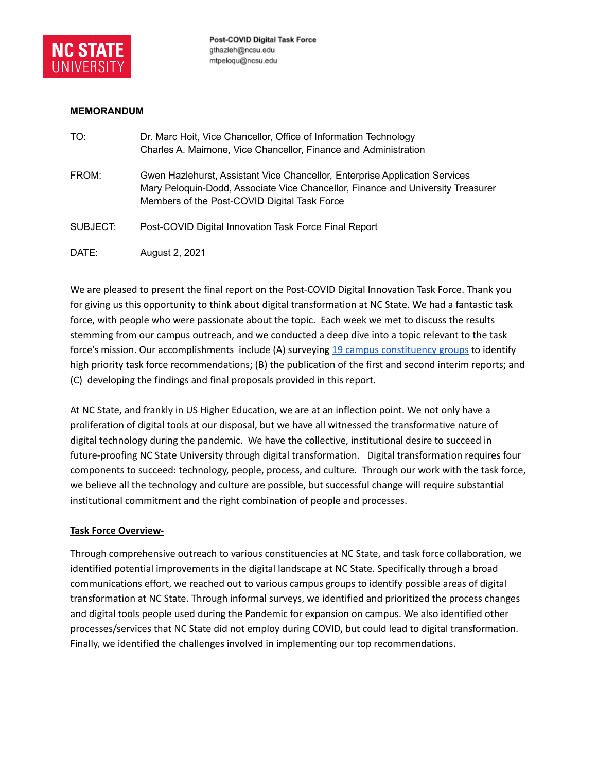**NC STATE UNIVERSITY**

**Post-COVID Digital Task Force**
gthazleh@ncsu.edu
mtpeloqu@ncsu.edu

**MEMORANDUM**

TO: Dr. Marc Hoit, Vice Chancellor, Office of Information Technology
Charles A. Maimone, Vice Chancellor, Finance and Administration

FROM: Gwen Hazlehurst, Assistant Vice Chancellor, Enterprise Application Services
Mary Peloquin-Dodd, Associate Vice Chancellor, Finance and University Treasurer
Members of the Post-COVID Digital Task Force

SUBJECT: Post-COVID Digital Innovation Task Force Final Report

DATE: August 2, 2021

We are pleased to present the final report on the Post-COVID Digital Innovation Task Force. Thank you for giving us this opportunity to think about digital transformation at NC State. We had a fantastic task force, with people who were passionate about the topic. Each week we met to discuss the results stemming from our campus outreach, and we conducted a deep dive into a topic relevant to the task force's mission. Our accomplishments include (A) surveying 19 campus constituency groups to identify high priority task force recommendations; (B) the publication of the first and second interim reports; and (C) developing the findings and final proposals provided in this report.

At NC State, and frankly in US Higher Education, we are at an inflection point. We not only have a proliferation of digital tools at our disposal, but we have all witnessed the transformative nature of digital technology during the pandemic. We have the collective, institutional desire to succeed in future-proofing NC State University through digital transformation. Digital transformation requires four components to succeed: technology, people, process, and culture. Through our work with the task force, we believe all the technology and culture are possible, but successful change will require substantial institutional commitment and the right combination of people and processes.

**Task Force Overview-**

Through comprehensive outreach to various constituencies at NC State, and task force collaboration, we identified potential improvements in the digital landscape at NC State. Specifically through a broad communications effort, we reached out to various campus groups to identify possible areas of digital transformation at NC State. Through informal surveys, we identified and prioritized the process changes and digital tools people used during the Pandemic for expansion on campus. We also identified other processes/services that NC State did not employ during COVID, but could lead to digital transformation. Finally, we identified the challenges involved in implementing our top recommendations.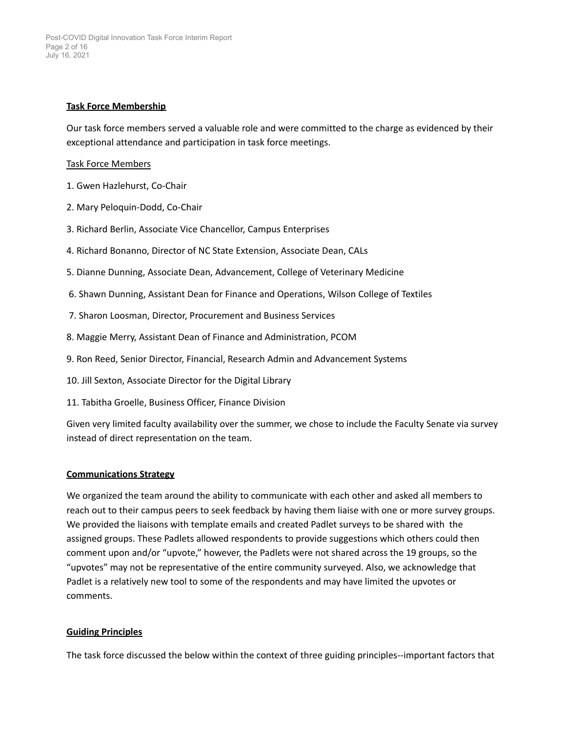**Task Force Membership**

Our task force members served a valuable role and were committed to the charge as evidenced by their exceptional attendance and participation in task force meetings.

Task Force Members

1. Gwen Hazlehurst, Co-Chair
2. Mary Peloquin-Dodd, Co-Chair
3. Richard Berlin, Associate Vice Chancellor, Campus Enterprises
4. Richard Bonanno, Director of NC State Extension, Associate Dean, CALs
5. Dianne Dunning, Associate Dean, Advancement, College of Veterinary Medicine
6. Shawn Dunning, Assistant Dean for Finance and Operations, Wilson College of Textiles
7. Sharon Loosman, Director, Procurement and Business Services
8. Maggie Merry, Assistant Dean of Finance and Administration, PCOM
9. Ron Reed, Senior Director, Financial, Research Admin and Advancement Systems
10. Jill Sexton, Associate Director for the Digital Library
11. Tabitha Groelle, Business Officer, Finance Division

Given very limited faculty availability over the summer, we chose to include the Faculty Senate via survey instead of direct representation on the team.

**Communications Strategy**

We organized the team around the ability to communicate with each other and asked all members to reach out to their campus peers to seek feedback by having them liaise with one or more survey groups. We provided the liaisons with template emails and created Padlet surveys to be shared with the assigned groups. These Padlets allowed respondents to provide suggestions which others could then comment upon and/or "upvote," however, the Padlets were not shared across the 19 groups, so the "upvotes" may not be representative of the entire community surveyed. Also, we acknowledge that Padlet is a relatively new tool to some of the respondents and may have limited the upvotes or comments.

**Guiding Principles**

The task force discussed the below within the context of three guiding principles--important factors that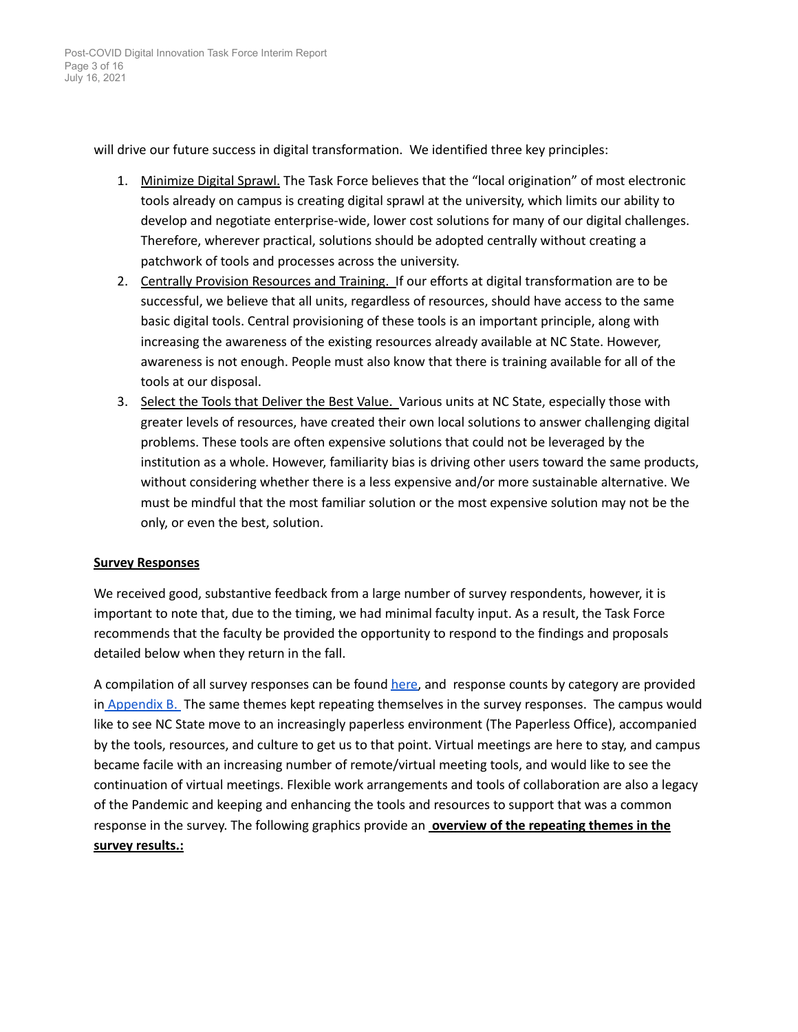will drive our future success in digital transformation. We identified three key principles:

1. Minimize Digital Sprawl. The Task Force believes that the "local origination" of most electronic tools already on campus is creating digital sprawl at the university, which limits our ability to develop and negotiate enterprise-wide, lower cost solutions for many of our digital challenges. Therefore, wherever practical, solutions should be adopted centrally without creating a patchwork of tools and processes across the university.
2. Centrally Provision Resources and Training. If our efforts at digital transformation are to be successful, we believe that all units, regardless of resources, should have access to the same basic digital tools. Central provisioning of these tools is an important principle, along with increasing the awareness of the existing resources already available at NC State. However, awareness is not enough. People must also know that there is training available for all of the tools at our disposal.
3. Select the Tools that Deliver the Best Value. Various units at NC State, especially those with greater levels of resources, have created their own local solutions to answer challenging digital problems. These tools are often expensive solutions that could not be leveraged by the institution as a whole. However, familiarity bias is driving other users toward the same products, without considering whether there is a less expensive and/or more sustainable alternative. We must be mindful that the most familiar solution or the most expensive solution may not be the only, or even the best, solution.

**Survey Responses**

We received good, substantive feedback from a large number of survey respondents, however, it is important to note that, due to the timing, we had minimal faculty input. As a result, the Task Force recommends that the faculty be provided the opportunity to respond to the findings and proposals detailed below when they return in the fall.

A compilation of all survey responses can be found here, and response counts by category are provided in Appendix B. The same themes kept repeating themselves in the survey responses. The campus would like to see NC State move to an increasingly paperless environment (The Paperless Office), accompanied by the tools, resources, and culture to get us to that point. Virtual meetings are here to stay, and campus became facile with an increasing number of remote/virtual meeting tools, and would like to see the continuation of virtual meetings. Flexible work arrangements and tools of collaboration are also a legacy of the Pandemic and keeping and enhancing the tools and resources to support that was a common response in the survey. The following graphics provide an **overview of the repeating themes in the survey results.:**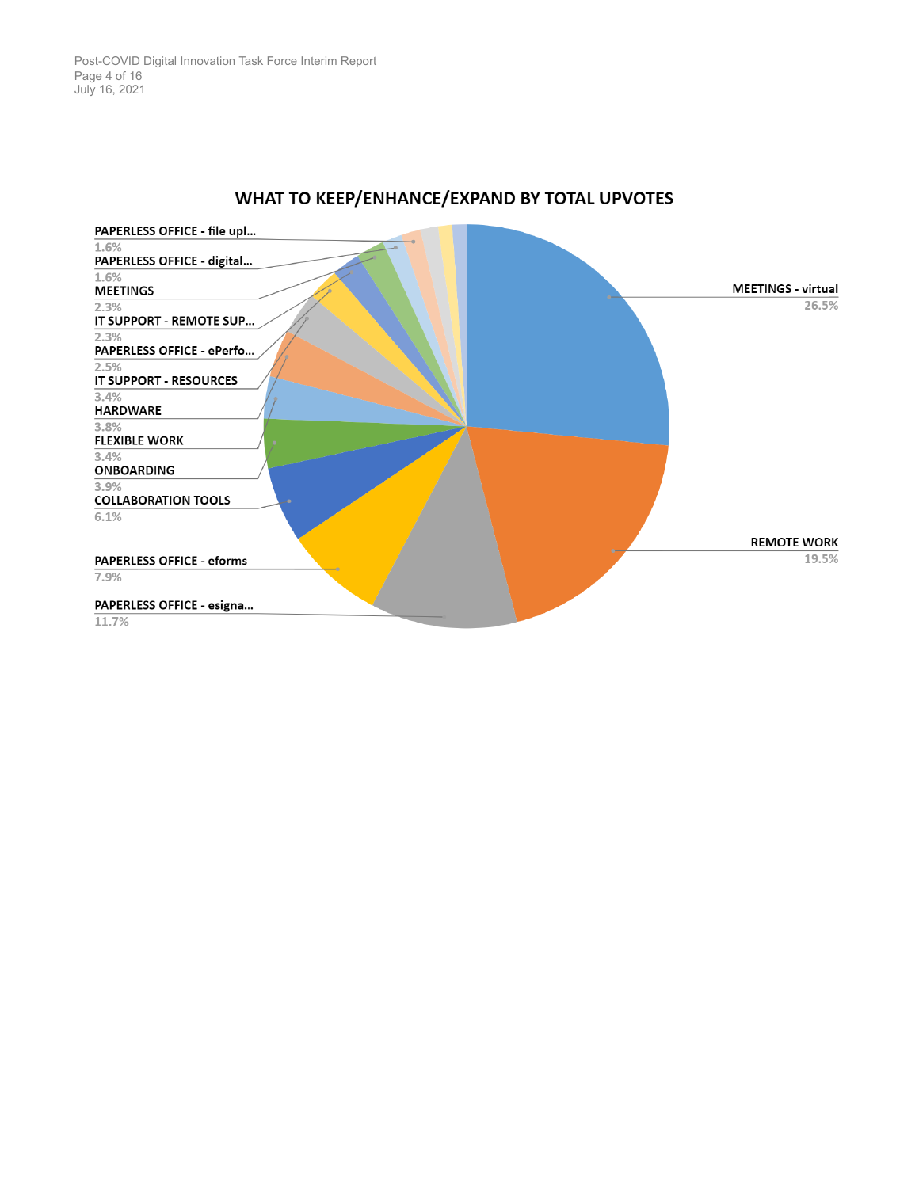## WHAT TO KEEP/ENHANCE/EXPAND BY TOTAL UPVOTES

| Category | Percentage |
| --- | --- |
| MEETINGS - virtual | 26.5% |
| REMOTE WORK | 19.5% |
| PAPERLESS OFFICE - esigna... | 11.7% |
| PAPERLESS OFFICE - eforms | 7.9% |
| COLLABORATION TOOLS | 6.1% |
| ONBOARDING | 3.9% |
| FLEXIBLE WORK | 3.4% |
| HARDWARE | 3.8% |
| IT SUPPORT - RESOURCES | 3.4% |
| PAPERLESS OFFICE - ePerfo... | 2.5% |
| IT SUPPORT - REMOTE SUP... | 2.3% |
| MEETINGS | 2.3% |
| PAPERLESS OFFICE - digital... | 1.6% |
| PAPERLESS OFFICE - file upl... | 1.6% |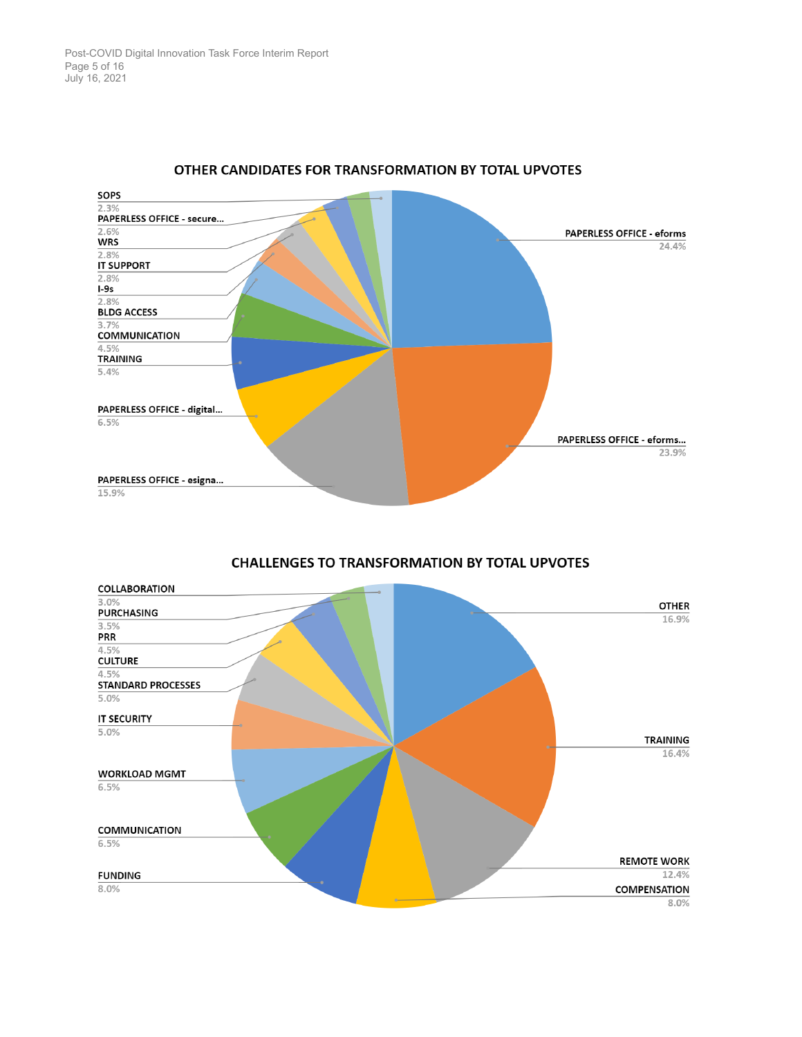## OTHER CANDIDATES FOR TRANSFORMATION BY TOTAL UPVOTES

| Category | Percentage |
| --- | --- |
| PAPERLESS OFFICE - eforms | 24.4% |
| PAPERLESS OFFICE - eforms... | 23.9% |
| PAPERLESS OFFICE - esigna... | 15.9% |
| PAPERLESS OFFICE - digital... | 6.5% |
| TRAINING | 5.4% |
| COMMUNICATION | 4.5% |
| BLDG ACCESS | 3.7% |
| I-9s | 2.8% |
| IT SUPPORT | 2.8% |
| WRS | 2.8% |
| PAPERLESS OFFICE - secure... | 2.6% |
| SOPS | 2.3% |

## CHALLENGES TO TRANSFORMATION BY TOTAL UPVOTES

| Category | Percentage |
| --- | --- |
| OTHER | 16.9% |
| TRAINING | 16.4% |
| REMOTE WORK | 12.4% |
| COMPENSATION | 8.0% |
| FUNDING | 8.0% |
| COMMUNICATION | 6.5% |
| WORKLOAD MGMT | 6.5% |
| IT SECURITY | 5.0% |
| STANDARD PROCESSES | 5.0% |
| CULTURE | 4.5% |
| PRR | 4.5% |
| PURCHASING | 3.5% |
| COLLABORATION | 3.0% |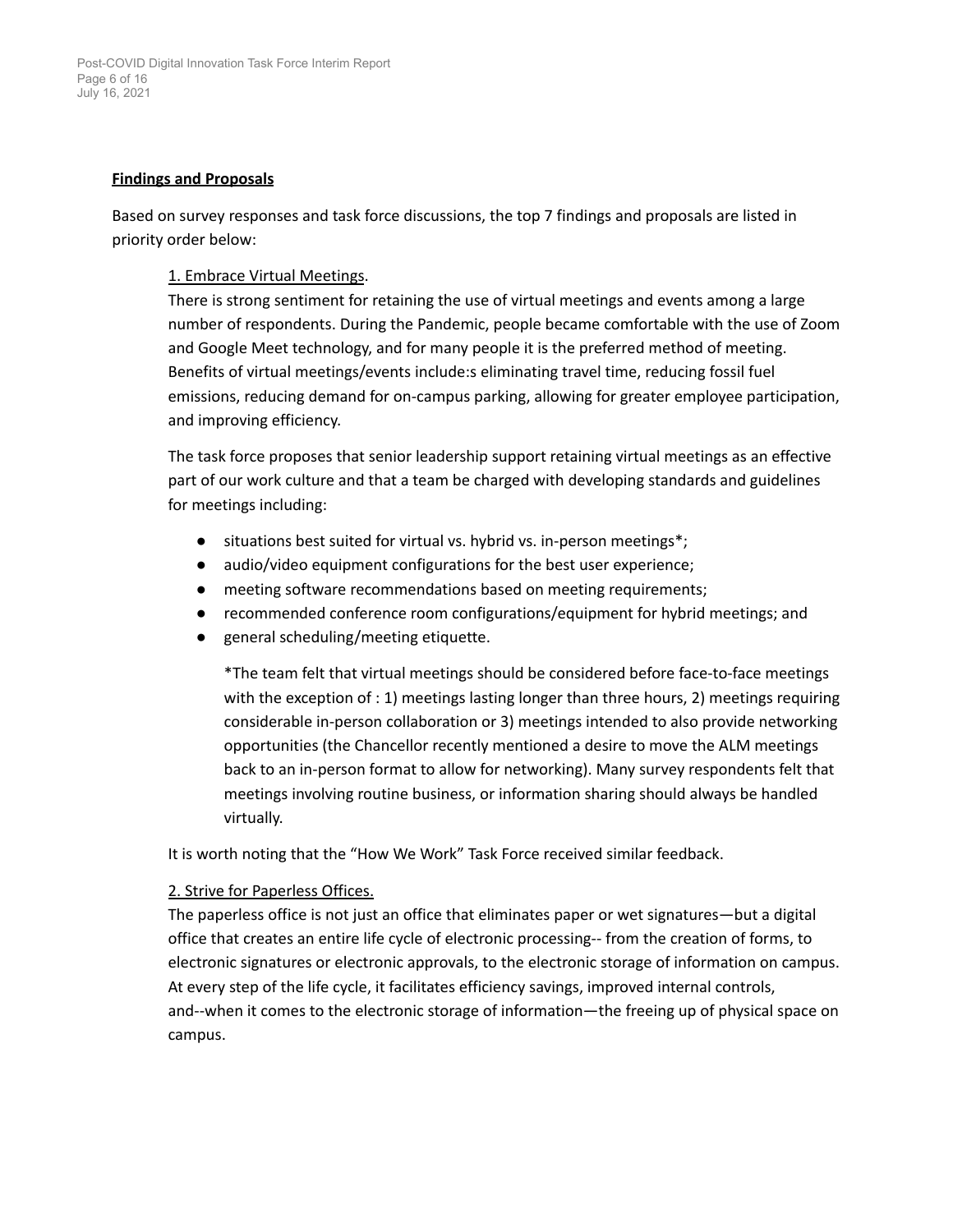**Findings and Proposals**

Based on survey responses and task force discussions, the top 7 findings and proposals are listed in priority order below:

1. Embrace Virtual Meetings.

There is strong sentiment for retaining the use of virtual meetings and events among a large number of respondents. During the Pandemic, people became comfortable with the use of Zoom and Google Meet technology, and for many people it is the preferred method of meeting. Benefits of virtual meetings/events include:s eliminating travel time, reducing fossil fuel emissions, reducing demand for on-campus parking, allowing for greater employee participation, and improving efficiency.

The task force proposes that senior leadership support retaining virtual meetings as an effective part of our work culture and that a team be charged with developing standards and guidelines for meetings including:

- situations best suited for virtual vs. hybrid vs. in-person meetings*;
- audio/video equipment configurations for the best user experience;
- meeting software recommendations based on meeting requirements;
- recommended conference room configurations/equipment for hybrid meetings; and
- general scheduling/meeting etiquette.

*The team felt that virtual meetings should be considered before face-to-face meetings with the exception of : 1) meetings lasting longer than three hours, 2) meetings requiring considerable in-person collaboration or 3) meetings intended to also provide networking opportunities (the Chancellor recently mentioned a desire to move the ALM meetings back to an in-person format to allow for networking). Many survey respondents felt that meetings involving routine business, or information sharing should always be handled virtually.

It is worth noting that the “How We Work” Task Force received similar feedback.

2. Strive for Paperless Offices.

The paperless office is not just an office that eliminates paper or wet signatures—but a digital office that creates an entire life cycle of electronic processing-- from the creation of forms, to electronic signatures or electronic approvals, to the electronic storage of information on campus. At every step of the life cycle, it facilitates efficiency savings, improved internal controls, and--when it comes to the electronic storage of information—the freeing up of physical space on campus.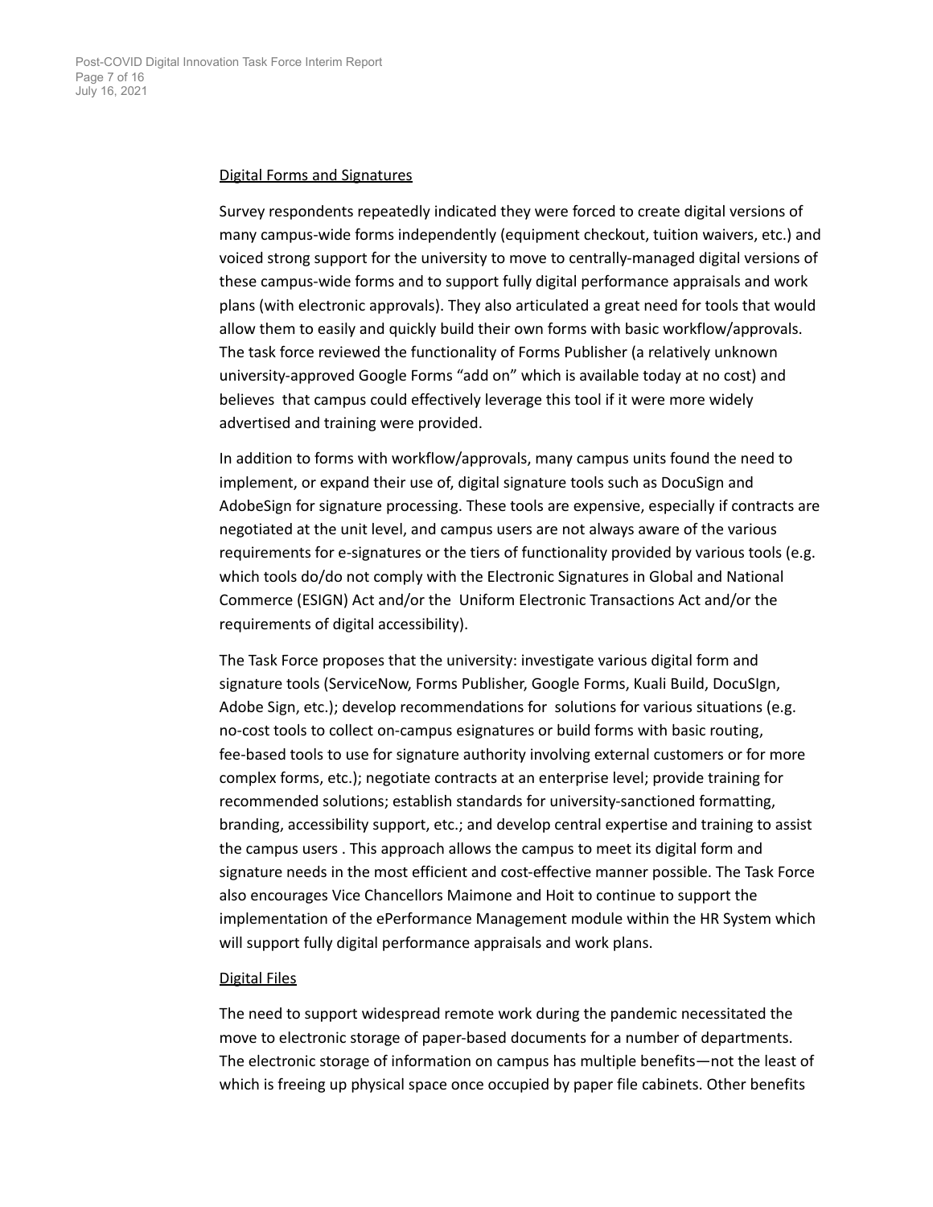<u>Digital Forms and Signatures</u>

Survey respondents repeatedly indicated they were forced to create digital versions of many campus-wide forms independently (equipment checkout, tuition waivers, etc.) and voiced strong support for the university to move to centrally-managed digital versions of these campus-wide forms and to support fully digital performance appraisals and work plans (with electronic approvals). They also articulated a great need for tools that would allow them to easily and quickly build their own forms with basic workflow/approvals. The task force reviewed the functionality of Forms Publisher (a relatively unknown university-approved Google Forms "add on" which is available today at no cost) and believes that campus could effectively leverage this tool if it were more widely advertised and training were provided.

In addition to forms with workflow/approvals, many campus units found the need to implement, or expand their use of, digital signature tools such as DocuSign and AdobeSign for signature processing. These tools are expensive, especially if contracts are negotiated at the unit level, and campus users are not always aware of the various requirements for e-signatures or the tiers of functionality provided by various tools (e.g. which tools do/do not comply with the Electronic Signatures in Global and National Commerce (ESIGN) Act and/or the Uniform Electronic Transactions Act and/or the requirements of digital accessibility).

The Task Force proposes that the university: investigate various digital form and signature tools (ServiceNow, Forms Publisher, Google Forms, Kuali Build, DocuSIgn, Adobe Sign, etc.); develop recommendations for solutions for various situations (e.g. no-cost tools to collect on-campus esignatures or build forms with basic routing, fee-based tools to use for signature authority involving external customers or for more complex forms, etc.); negotiate contracts at an enterprise level; provide training for recommended solutions; establish standards for university-sanctioned formatting, branding, accessibility support, etc.; and develop central expertise and training to assist the campus users . This approach allows the campus to meet its digital form and signature needs in the most efficient and cost-effective manner possible. The Task Force also encourages Vice Chancellors Maimone and Hoit to continue to support the implementation of the ePerformance Management module within the HR System which will support fully digital performance appraisals and work plans.

<u>Digital Files</u>

The need to support widespread remote work during the pandemic necessitated the move to electronic storage of paper-based documents for a number of departments. The electronic storage of information on campus has multiple benefits—not the least of which is freeing up physical space once occupied by paper file cabinets. Other benefits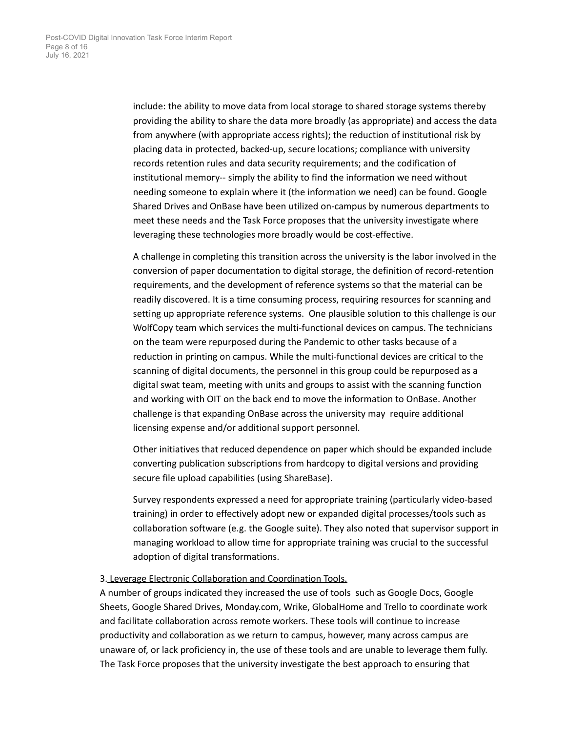include: the ability to move data from local storage to shared storage systems thereby providing the ability to share the data more broadly (as appropriate) and access the data from anywhere (with appropriate access rights); the reduction of institutional risk by placing data in protected, backed-up, secure locations; compliance with university records retention rules and data security requirements; and the codification of institutional memory-- simply the ability to find the information we need without needing someone to explain where it (the information we need) can be found. Google Shared Drives and OnBase have been utilized on-campus by numerous departments to meet these needs and the Task Force proposes that the university investigate where leveraging these technologies more broadly would be cost-effective.

A challenge in completing this transition across the university is the labor involved in the conversion of paper documentation to digital storage, the definition of record-retention requirements, and the development of reference systems so that the material can be readily discovered. It is a time consuming process, requiring resources for scanning and setting up appropriate reference systems. One plausible solution to this challenge is our WolfCopy team which services the multi-functional devices on campus. The technicians on the team were repurposed during the Pandemic to other tasks because of a reduction in printing on campus. While the multi-functional devices are critical to the scanning of digital documents, the personnel in this group could be repurposed as a digital swat team, meeting with units and groups to assist with the scanning function and working with OIT on the back end to move the information to OnBase. Another challenge is that expanding OnBase across the university may require additional licensing expense and/or additional support personnel.

Other initiatives that reduced dependence on paper which should be expanded include converting publication subscriptions from hardcopy to digital versions and providing secure file upload capabilities (using ShareBase).

Survey respondents expressed a need for appropriate training (particularly video-based training) in order to effectively adopt new or expanded digital processes/tools such as collaboration software (e.g. the Google suite). They also noted that supervisor support in managing workload to allow time for appropriate training was crucial to the successful adoption of digital transformations.

3. <u>Leverage Electronic Collaboration and Coordination Tools.</u>

A number of groups indicated they increased the use of tools such as Google Docs, Google Sheets, Google Shared Drives, Monday.com, Wrike, GlobalHome and Trello to coordinate work and facilitate collaboration across remote workers. These tools will continue to increase productivity and collaboration as we return to campus, however, many across campus are unaware of, or lack proficiency in, the use of these tools and are unable to leverage them fully. The Task Force proposes that the university investigate the best approach to ensuring that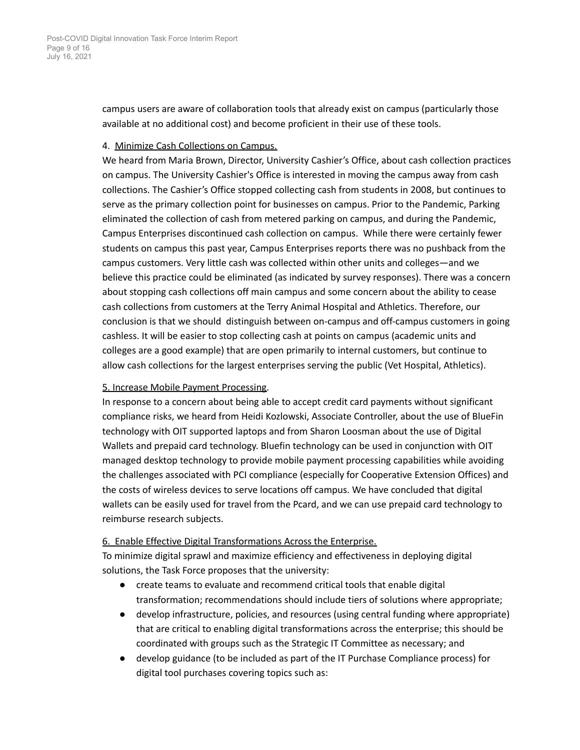campus users are aware of collaboration tools that already exist on campus (particularly those available at no additional cost) and become proficient in their use of these tools.

4. <u>Minimize Cash Collections on Campus.</u>

We heard from Maria Brown, Director, University Cashier's Office, about cash collection practices on campus. The University Cashier's Office is interested in moving the campus away from cash collections. The Cashier's Office stopped collecting cash from students in 2008, but continues to serve as the primary collection point for businesses on campus. Prior to the Pandemic, Parking eliminated the collection of cash from metered parking on campus, and during the Pandemic, Campus Enterprises discontinued cash collection on campus. While there were certainly fewer students on campus this past year, Campus Enterprises reports there was no pushback from the campus customers. Very little cash was collected within other units and colleges—and we believe this practice could be eliminated (as indicated by survey responses). There was a concern about stopping cash collections off main campus and some concern about the ability to cease cash collections from customers at the Terry Animal Hospital and Athletics. Therefore, our conclusion is that we should distinguish between on-campus and off-campus customers in going cashless. It will be easier to stop collecting cash at points on campus (academic units and colleges are a good example) that are open primarily to internal customers, but continue to allow cash collections for the largest enterprises serving the public (Vet Hospital, Athletics).

5. <u>Increase Mobile Payment Processing</u>.

In response to a concern about being able to accept credit card payments without significant compliance risks, we heard from Heidi Kozlowski, Associate Controller, about the use of BlueFin technology with OIT supported laptops and from Sharon Loosman about the use of Digital Wallets and prepaid card technology. Bluefin technology can be used in conjunction with OIT managed desktop technology to provide mobile payment processing capabilities while avoiding the challenges associated with PCI compliance (especially for Cooperative Extension Offices) and the costs of wireless devices to serve locations off campus. We have concluded that digital wallets can be easily used for travel from the Pcard, and we can use prepaid card technology to reimburse research subjects.

6. <u>Enable Effective Digital Transformations Across the Enterprise.</u>

To minimize digital sprawl and maximize efficiency and effectiveness in deploying digital solutions, the Task Force proposes that the university:

- create teams to evaluate and recommend critical tools that enable digital transformation; recommendations should include tiers of solutions where appropriate;
- develop infrastructure, policies, and resources (using central funding where appropriate) that are critical to enabling digital transformations across the enterprise; this should be coordinated with groups such as the Strategic IT Committee as necessary; and
- develop guidance (to be included as part of the IT Purchase Compliance process) for digital tool purchases covering topics such as: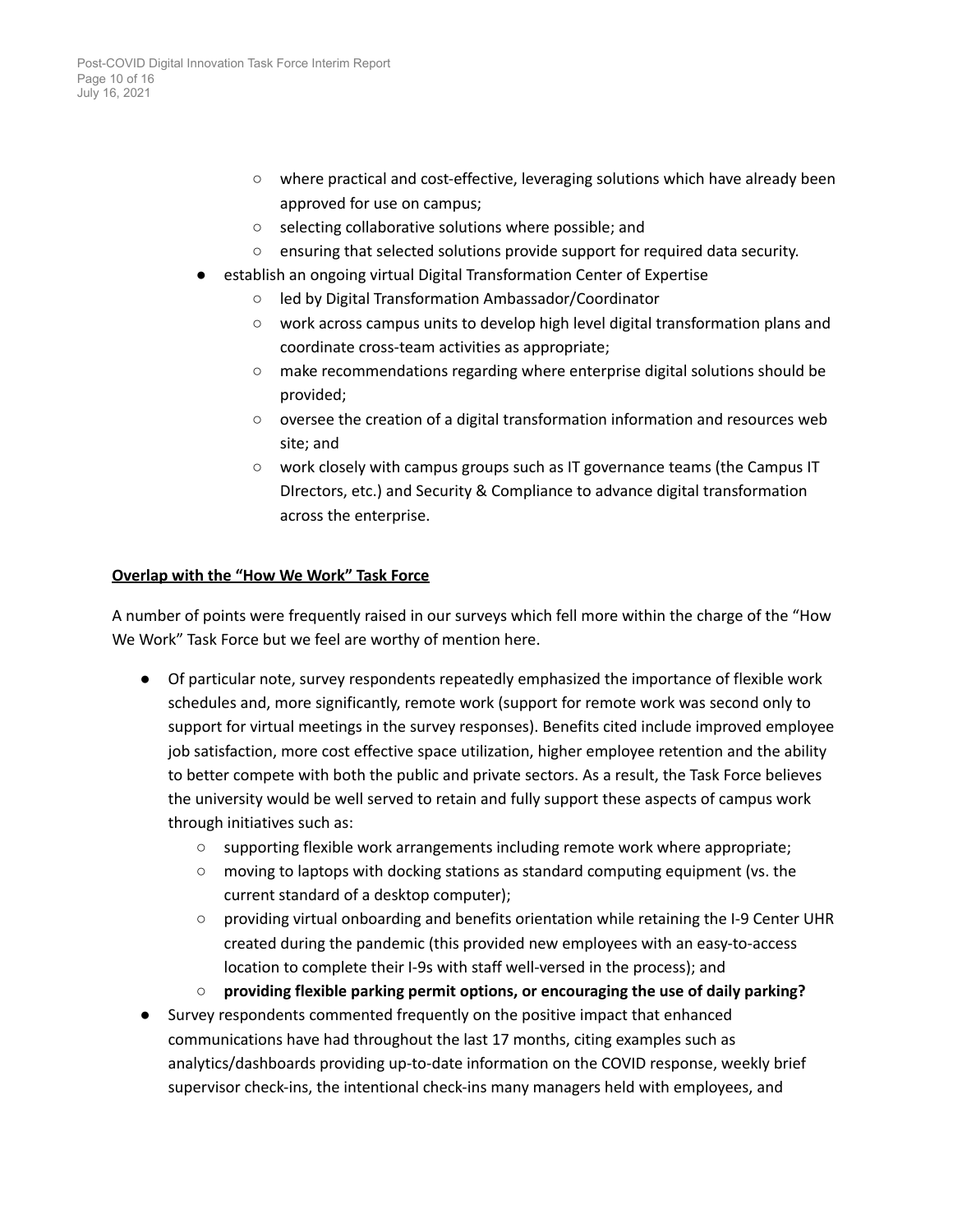- where practical and cost-effective, leveraging solutions which have already been approved for use on campus;
  - selecting collaborative solutions where possible; and
  - ensuring that selected solutions provide support for required data security.
- establish an ongoing virtual Digital Transformation Center of Expertise
  - led by Digital Transformation Ambassador/Coordinator
  - work across campus units to develop high level digital transformation plans and coordinate cross-team activities as appropriate;
  - make recommendations regarding where enterprise digital solutions should be provided;
  - oversee the creation of a digital transformation information and resources web site; and
  - work closely with campus groups such as IT governance teams (the Campus IT DIrectors, etc.) and Security & Compliance to advance digital transformation across the enterprise.

**<u>Overlap with the "How We Work" Task Force</u>**

A number of points were frequently raised in our surveys which fell more within the charge of the "How We Work" Task Force but we feel are worthy of mention here.

- Of particular note, survey respondents repeatedly emphasized the importance of flexible work schedules and, more significantly, remote work (support for remote work was second only to support for virtual meetings in the survey responses). Benefits cited include improved employee job satisfaction, more cost effective space utilization, higher employee retention and the ability to better compete with both the public and private sectors. As a result, the Task Force believes the university would be well served to retain and fully support these aspects of campus work through initiatives such as:
  - supporting flexible work arrangements including remote work where appropriate;
  - moving to laptops with docking stations as standard computing equipment (vs. the current standard of a desktop computer);
  - providing virtual onboarding and benefits orientation while retaining the I-9 Center UHR created during the pandemic (this provided new employees with an easy-to-access location to complete their I-9s with staff well-versed in the process); and
  - **providing flexible parking permit options, or encouraging the use of daily parking?**
- Survey respondents commented frequently on the positive impact that enhanced communications have had throughout the last 17 months, citing examples such as analytics/dashboards providing up-to-date information on the COVID response, weekly brief supervisor check-ins, the intentional check-ins many managers held with employees, and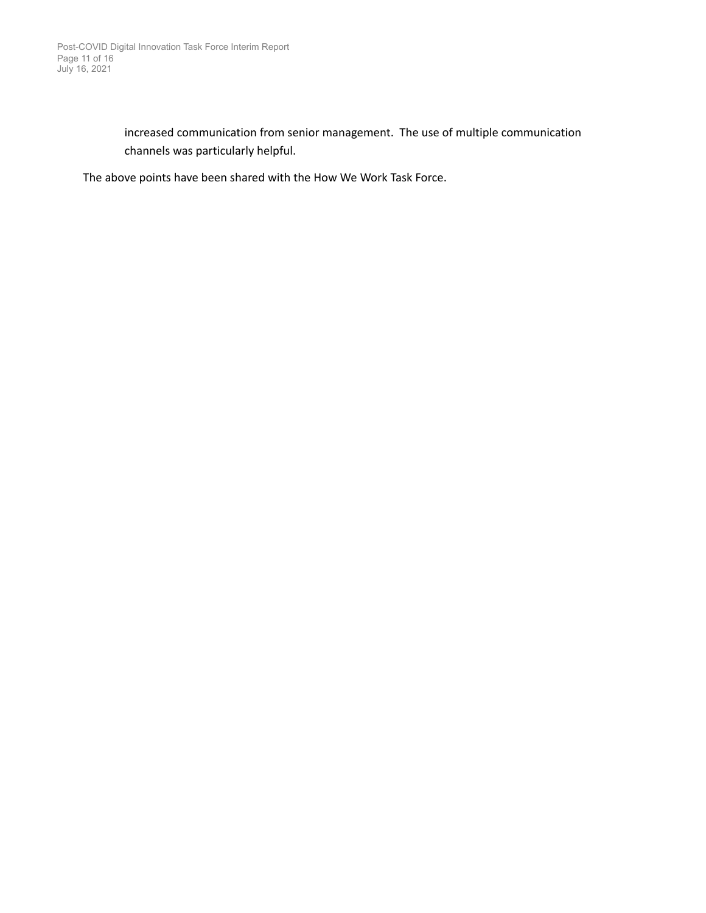increased communication from senior management.  The use of multiple communication channels was particularly helpful.

The above points have been shared with the How We Work Task Force.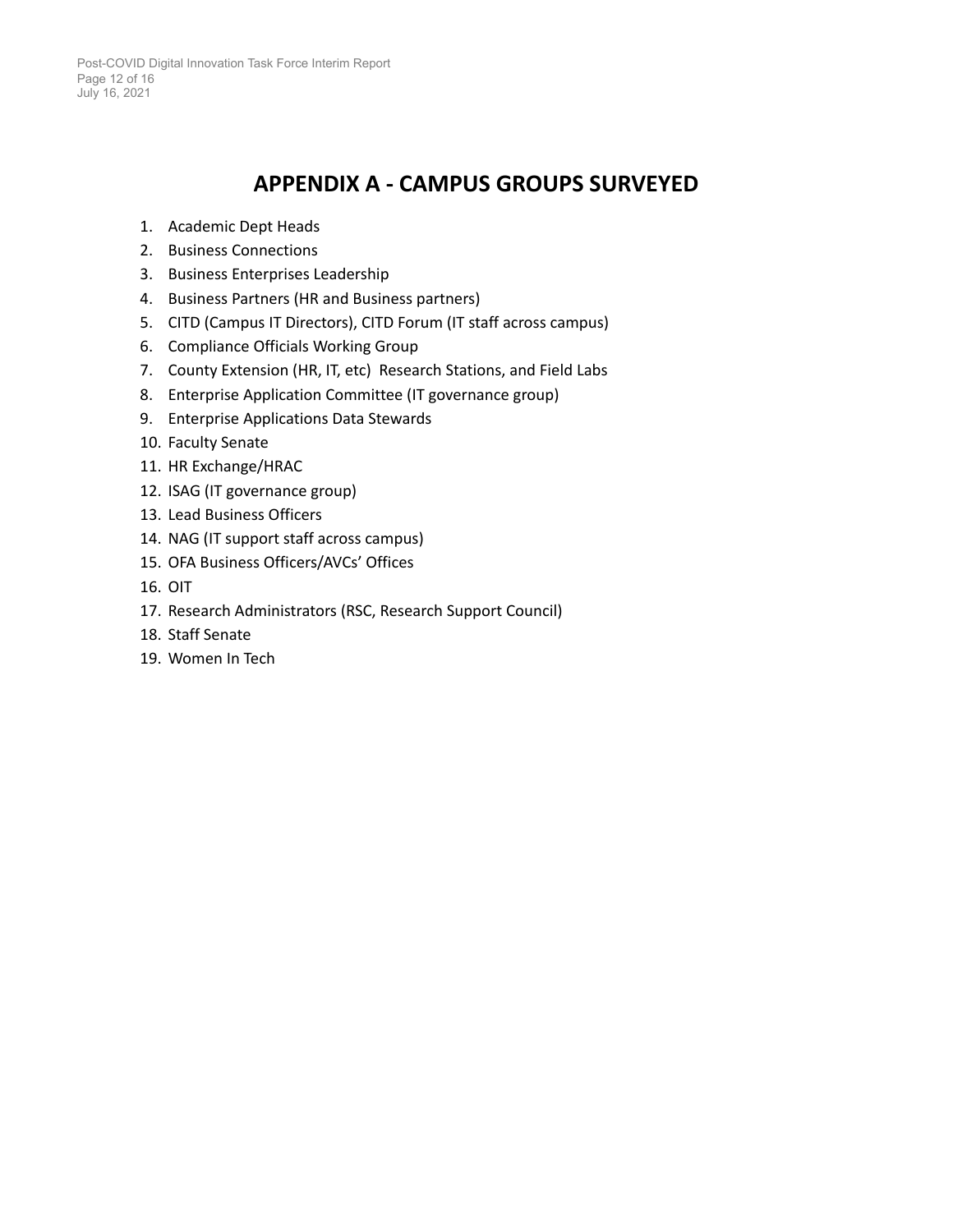# APPENDIX A - CAMPUS GROUPS SURVEYED

1. Academic Dept Heads
2. Business Connections
3. Business Enterprises Leadership
4. Business Partners (HR and Business partners)
5. CITD (Campus IT Directors), CITD Forum (IT staff across campus)
6. Compliance Officials Working Group
7. County Extension (HR, IT, etc) Research Stations, and Field Labs
8. Enterprise Application Committee (IT governance group)
9. Enterprise Applications Data Stewards
10. Faculty Senate
11. HR Exchange/HRAC
12. ISAG (IT governance group)
13. Lead Business Officers
14. NAG (IT support staff across campus)
15. OFA Business Officers/AVCs' Offices
16. OIT
17. Research Administrators (RSC, Research Support Council)
18. Staff Senate
19. Women In Tech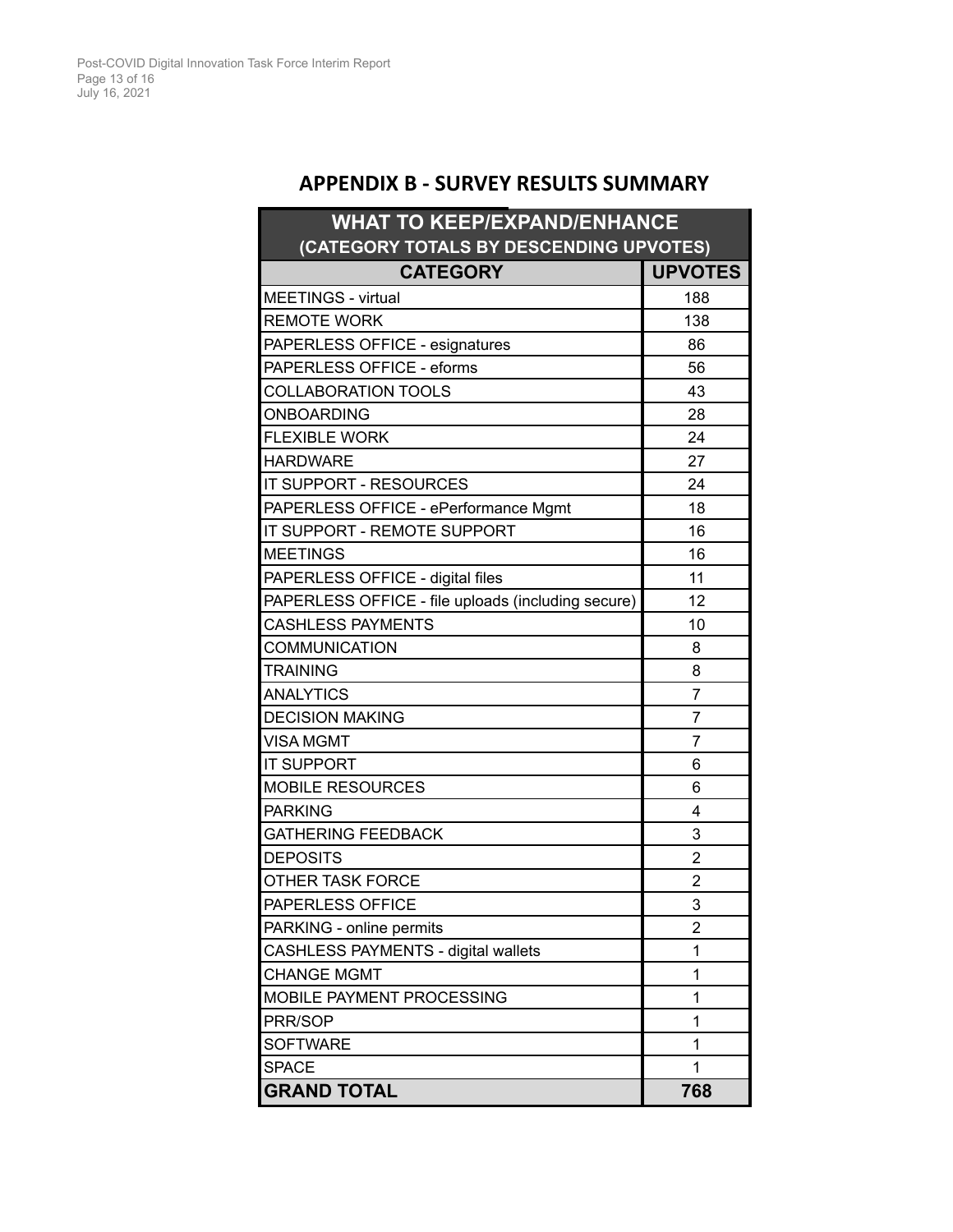## APPENDIX B - SURVEY RESULTS SUMMARY

| WHAT TO KEEP/EXPAND/ENHANCE (CATEGORY TOTALS BY DESCENDING UPVOTES) | |
|---|---|
| **CATEGORY** | **UPVOTES** |
| MEETINGS - virtual | 188 |
| REMOTE WORK | 138 |
| PAPERLESS OFFICE - esignatures | 86 |
| PAPERLESS OFFICE - eforms | 56 |
| COLLABORATION TOOLS | 43 |
| ONBOARDING | 28 |
| FLEXIBLE WORK | 24 |
| HARDWARE | 27 |
| IT SUPPORT - RESOURCES | 24 |
| PAPERLESS OFFICE - ePerformance Mgmt | 18 |
| IT SUPPORT - REMOTE SUPPORT | 16 |
| MEETINGS | 16 |
| PAPERLESS OFFICE - digital files | 11 |
| PAPERLESS OFFICE - file uploads (including secure) | 12 |
| CASHLESS PAYMENTS | 10 |
| COMMUNICATION | 8 |
| TRAINING | 8 |
| ANALYTICS | 7 |
| DECISION MAKING | 7 |
| VISA MGMT | 7 |
| IT SUPPORT | 6 |
| MOBILE RESOURCES | 6 |
| PARKING | 4 |
| GATHERING FEEDBACK | 3 |
| DEPOSITS | 2 |
| OTHER TASK FORCE | 2 |
| PAPERLESS OFFICE | 3 |
| PARKING - online permits | 2 |
| CASHLESS PAYMENTS - digital wallets | 1 |
| CHANGE MGMT | 1 |
| MOBILE PAYMENT PROCESSING | 1 |
| PRR/SOP | 1 |
| SOFTWARE | 1 |
| SPACE | 1 |
| **GRAND TOTAL** | **768** |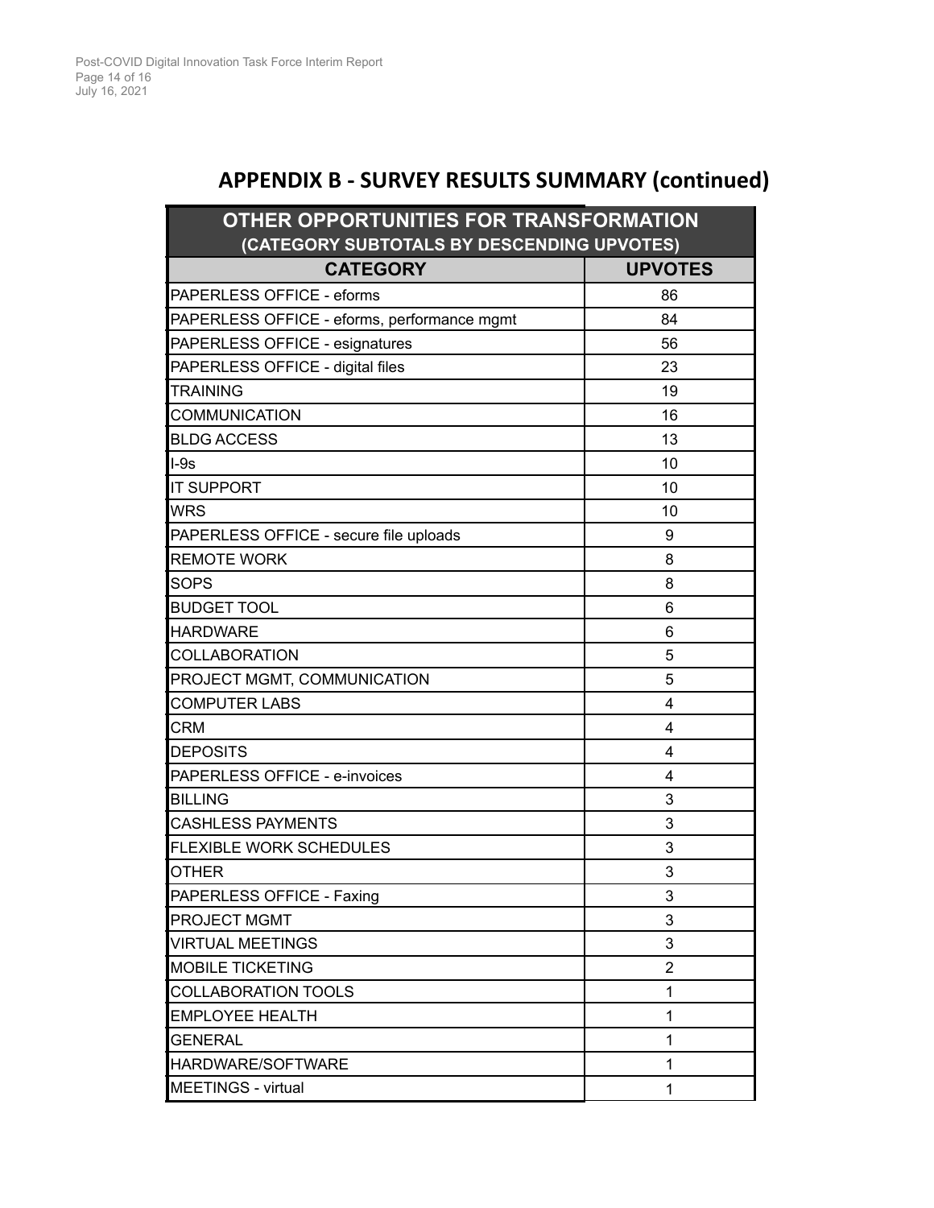## APPENDIX B - SURVEY RESULTS SUMMARY (continued)

| OTHER OPPORTUNITIES FOR TRANSFORMATION (CATEGORY SUBTOTALS BY DESCENDING UPVOTES) | |
|---|---|
| **CATEGORY** | **UPVOTES** |
| PAPERLESS OFFICE - eforms | 86 |
| PAPERLESS OFFICE - eforms, performance mgmt | 84 |
| PAPERLESS OFFICE - esignatures | 56 |
| PAPERLESS OFFICE - digital files | 23 |
| TRAINING | 19 |
| COMMUNICATION | 16 |
| BLDG ACCESS | 13 |
| I-9s | 10 |
| IT SUPPORT | 10 |
| WRS | 10 |
| PAPERLESS OFFICE - secure file uploads | 9 |
| REMOTE WORK | 8 |
| SOPS | 8 |
| BUDGET TOOL | 6 |
| HARDWARE | 6 |
| COLLABORATION | 5 |
| PROJECT MGMT, COMMUNICATION | 5 |
| COMPUTER LABS | 4 |
| CRM | 4 |
| DEPOSITS | 4 |
| PAPERLESS OFFICE - e-invoices | 4 |
| BILLING | 3 |
| CASHLESS PAYMENTS | 3 |
| FLEXIBLE WORK SCHEDULES | 3 |
| OTHER | 3 |
| PAPERLESS OFFICE - Faxing | 3 |
| PROJECT MGMT | 3 |
| VIRTUAL MEETINGS | 3 |
| MOBILE TICKETING | 2 |
| COLLABORATION TOOLS | 1 |
| EMPLOYEE HEALTH | 1 |
| GENERAL | 1 |
| HARDWARE/SOFTWARE | 1 |
| MEETINGS - virtual | 1 |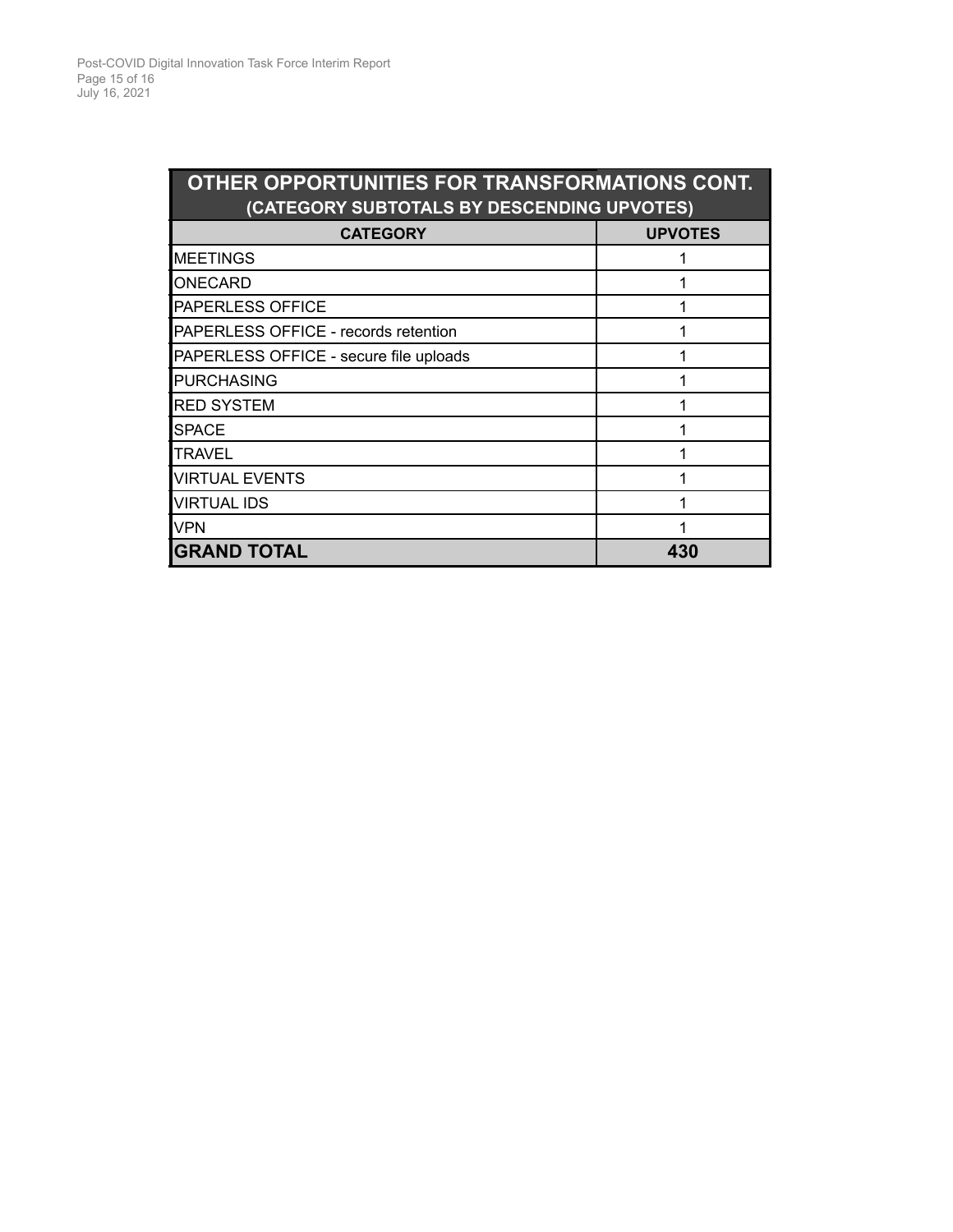| OTHER OPPORTUNITIES FOR TRANSFORMATIONS CONT. (CATEGORY SUBTOTALS BY DESCENDING UPVOTES) | |
|---|---|
| **CATEGORY** | **UPVOTES** |
| MEETINGS | 1 |
| ONECARD | 1 |
| PAPERLESS OFFICE | 1 |
| PAPERLESS OFFICE - records retention | 1 |
| PAPERLESS OFFICE - secure file uploads | 1 |
| PURCHASING | 1 |
| RED SYSTEM | 1 |
| SPACE | 1 |
| TRAVEL | 1 |
| VIRTUAL EVENTS | 1 |
| VIRTUAL IDS | 1 |
| VPN | 1 |
| **GRAND TOTAL** | **430** |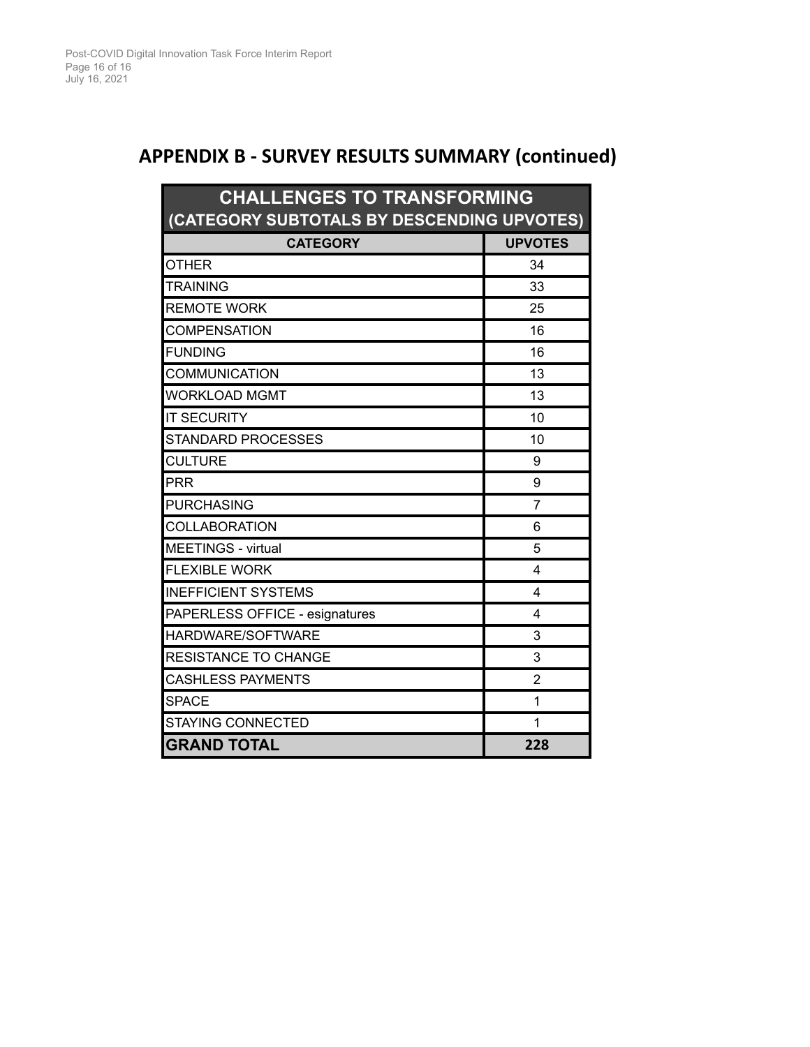## APPENDIX B - SURVEY RESULTS SUMMARY (continued)

| CHALLENGES TO TRANSFORMING (CATEGORY SUBTOTALS BY DESCENDING UPVOTES) | |
|---|---|
| **CATEGORY** | **UPVOTES** |
| OTHER | 34 |
| TRAINING | 33 |
| REMOTE WORK | 25 |
| COMPENSATION | 16 |
| FUNDING | 16 |
| COMMUNICATION | 13 |
| WORKLOAD MGMT | 13 |
| IT SECURITY | 10 |
| STANDARD PROCESSES | 10 |
| CULTURE | 9 |
| PRR | 9 |
| PURCHASING | 7 |
| COLLABORATION | 6 |
| MEETINGS - virtual | 5 |
| FLEXIBLE WORK | 4 |
| INEFFICIENT SYSTEMS | 4 |
| PAPERLESS OFFICE - esignatures | 4 |
| HARDWARE/SOFTWARE | 3 |
| RESISTANCE TO CHANGE | 3 |
| CASHLESS PAYMENTS | 2 |
| SPACE | 1 |
| STAYING CONNECTED | 1 |
| **GRAND TOTAL** | **228** |